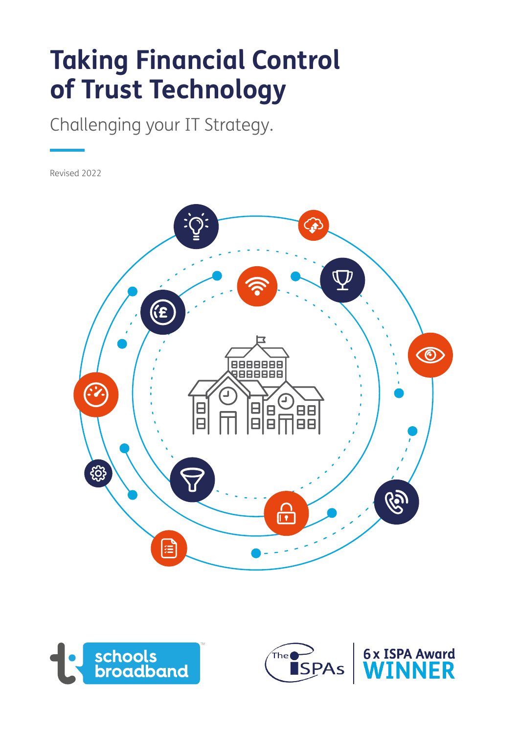# Taking Financial Control of Trust Technology

Challenging your IT Strategy.

Revised 2022

schools broadband

The ISPAs | 6 x ISPA Award WINNER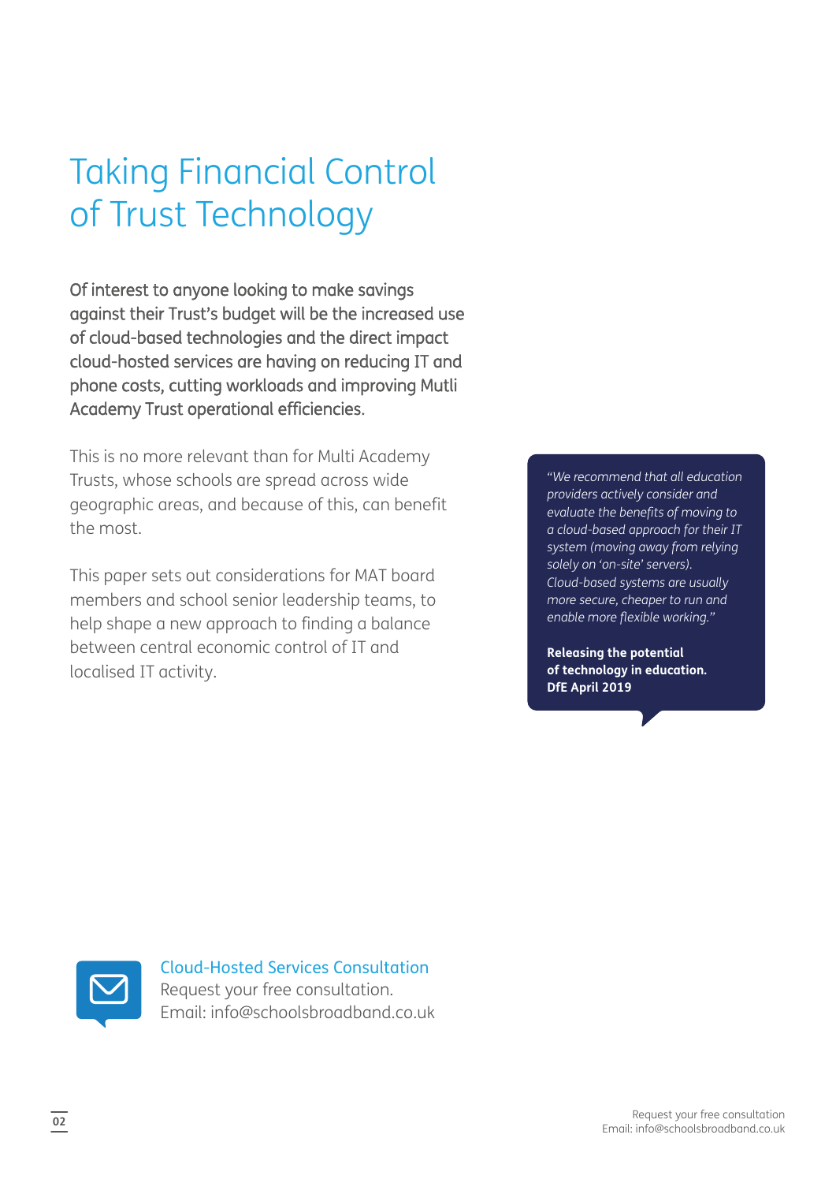# Taking Financial Control of Trust Technology

Of interest to anyone looking to make savings against their Trust's budget will be the increased use of cloud-based technologies and the direct impact cloud-hosted services are having on reducing IT and phone costs, cutting workloads and improving Mutli Academy Trust operational efficiencies.

This is no more relevant than for Multi Academy Trusts, whose schools are spread across wide geographic areas, and because of this, can benefit the most.

This paper sets out considerations for MAT board members and school senior leadership teams, to help shape a new approach to finding a balance between central economic control of IT and localised IT activity.

> *"We recommend that all education providers actively consider and evaluate the benefits of moving to a cloud-based approach for their IT system (moving away from relying solely on 'on-site' servers). Cloud-based systems are usually more secure, cheaper to run and enable more flexible working."*
>
> **Releasing the potential of technology in education. DfE April 2019**

Cloud-Hosted Services Consultation
Request your free consultation.
Email: info@schoolsbroadband.co.uk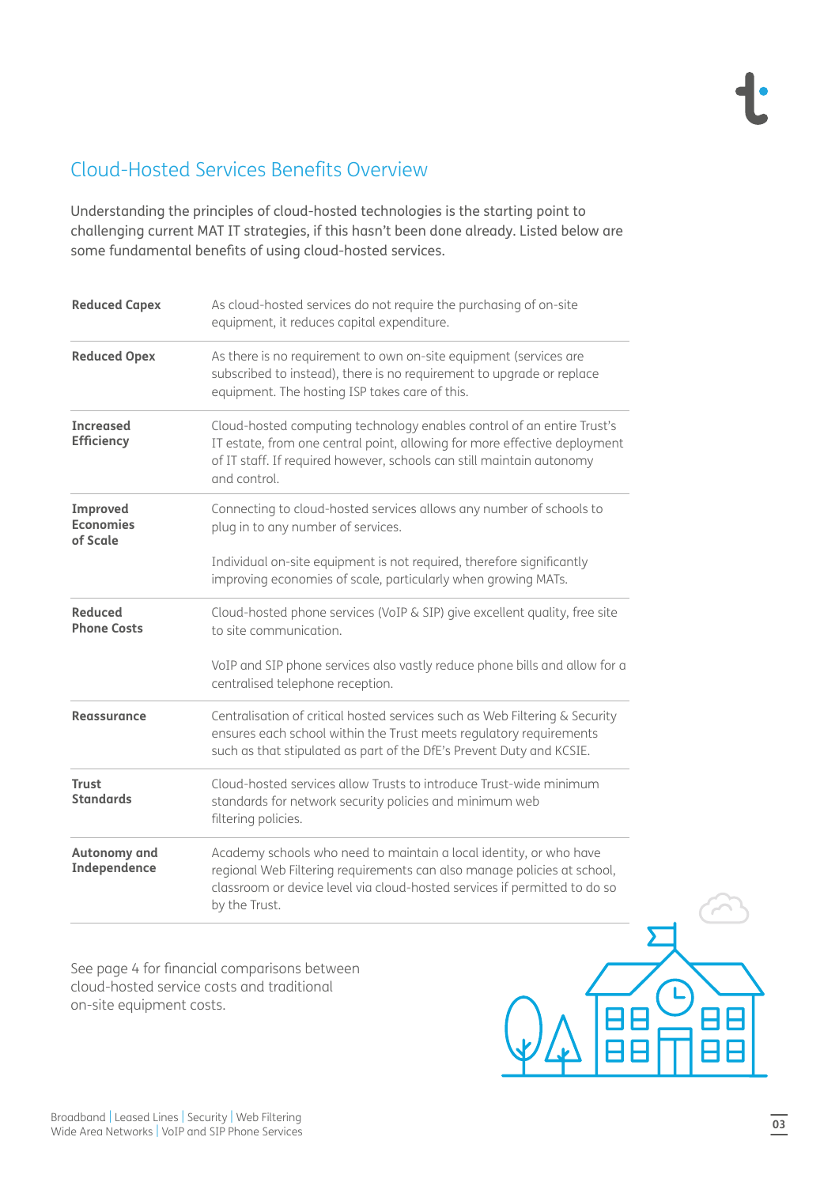## Cloud-Hosted Services Benefits Overview

Understanding the principles of cloud-hosted technologies is the starting point to challenging current MAT IT strategies, if this hasn't been done already. Listed below are some fundamental benefits of using cloud-hosted services.

| | |
|---|---|
| **Reduced Capex** | As cloud-hosted services do not require the purchasing of on-site equipment, it reduces capital expenditure. |
| **Reduced Opex** | As there is no requirement to own on-site equipment (services are subscribed to instead), there is no requirement to upgrade or replace equipment. The hosting ISP takes care of this. |
| **Increased Efficiency** | Cloud-hosted computing technology enables control of an entire Trust's IT estate, from one central point, allowing for more effective deployment of IT staff. If required however, schools can still maintain autonomy and control. |
| **Improved Economies of Scale** | Connecting to cloud-hosted services allows any number of schools to plug in to any number of services.<br><br>Individual on-site equipment is not required, therefore significantly improving economies of scale, particularly when growing MATs. |
| **Reduced Phone Costs** | Cloud-hosted phone services (VoIP & SIP) give excellent quality, free site to site communication.<br><br>VoIP and SIP phone services also vastly reduce phone bills and allow for a centralised telephone reception. |
| **Reassurance** | Centralisation of critical hosted services such as Web Filtering & Security ensures each school within the Trust meets regulatory requirements such as that stipulated as part of the DfE's Prevent Duty and KCSIE. |
| **Trust Standards** | Cloud-hosted services allow Trusts to introduce Trust-wide minimum standards for network security policies and minimum web filtering policies. |
| **Autonomy and Independence** | Academy schools who need to maintain a local identity, or who have regional Web Filtering requirements can also manage policies at school, classroom or device level via cloud-hosted services if permitted to do so by the Trust. |

See page 4 for financial comparisons between cloud-hosted service costs and traditional on-site equipment costs.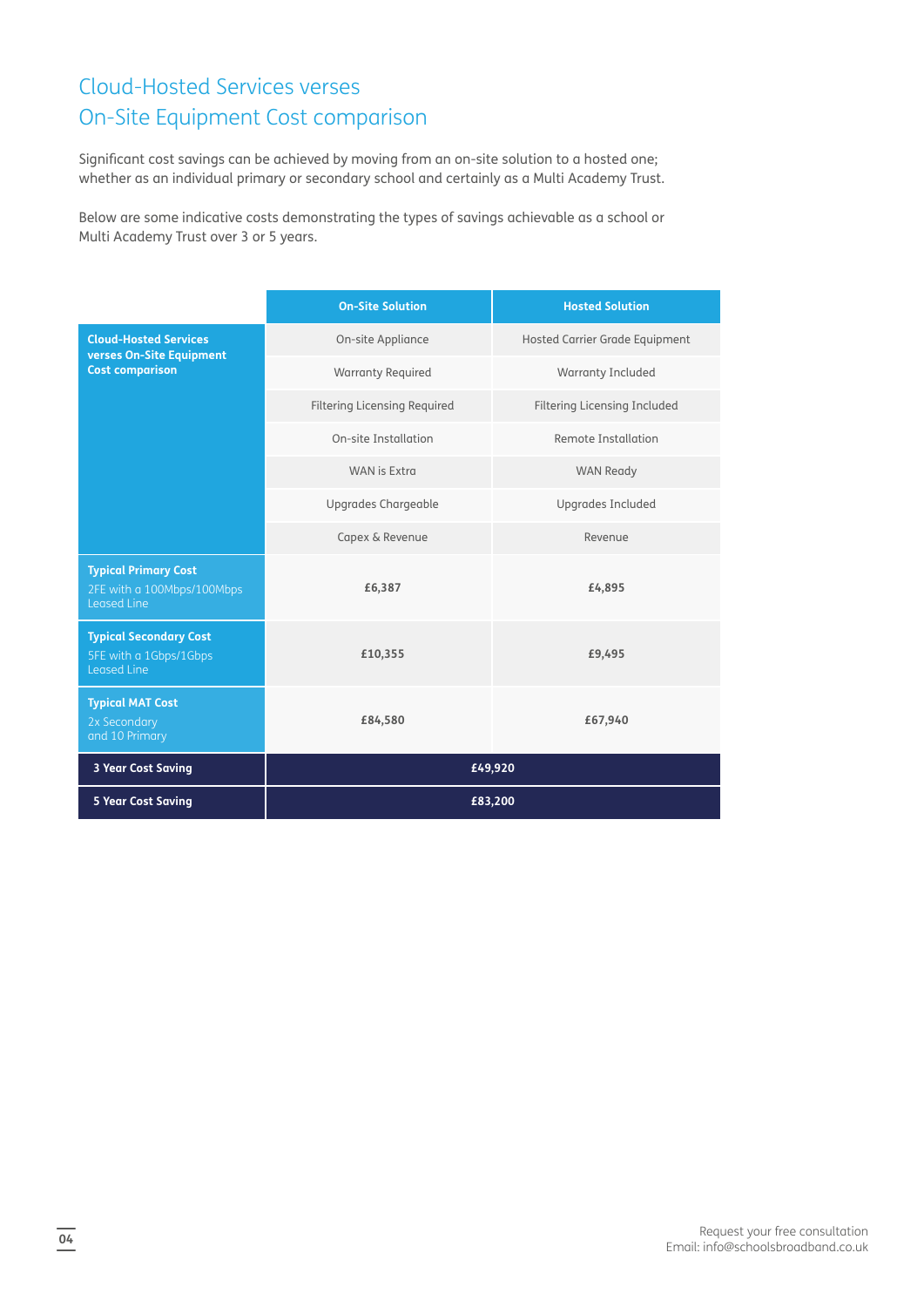# Cloud-Hosted Services verses On-Site Equipment Cost comparison

Significant cost savings can be achieved by moving from an on-site solution to a hosted one; whether as an individual primary or secondary school and certainly as a Multi Academy Trust.

Below are some indicative costs demonstrating the types of savings achievable as a school or Multi Academy Trust over 3 or 5 years.

| | On-Site Solution | Hosted Solution |
|---|---|---|
| **Cloud-Hosted Services verses On-Site Equipment Cost comparison** | On-site Appliance | Hosted Carrier Grade Equipment |
| | Warranty Required | Warranty Included |
| | Filtering Licensing Required | Filtering Licensing Included |
| | On-site Installation | Remote Installation |
| | WAN is Extra | WAN Ready |
| | Upgrades Chargeable | Upgrades Included |
| | Capex & Revenue | Revenue |
| **Typical Primary Cost** 2FE with a 100Mbps/100Mbps Leased Line | £6,387 | £4,895 |
| **Typical Secondary Cost** 5FE with a 1Gbps/1Gbps Leased Line | £10,355 | £9,495 |
| **Typical MAT Cost** 2x Secondary and 10 Primary | £84,580 | £67,940 |
| **3 Year Cost Saving** | £49,920 | |
| **5 Year Cost Saving** | £83,200 | |

Request your free consultation
Email: info@schoolsbroadband.co.uk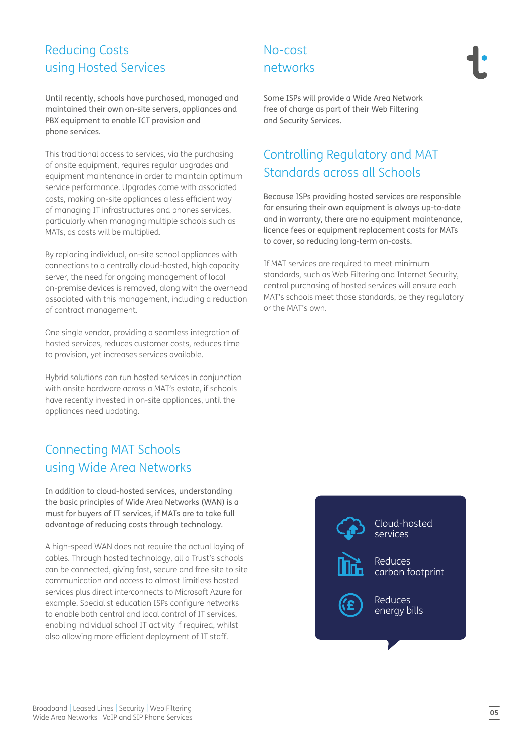## Reducing Costs using Hosted Services

Until recently, schools have purchased, managed and maintained their own on-site servers, appliances and PBX equipment to enable ICT provision and phone services.

This traditional access to services, via the purchasing of onsite equipment, requires regular upgrades and equipment maintenance in order to maintain optimum service performance. Upgrades come with associated costs, making on-site appliances a less efficient way of managing IT infrastructures and phones services, particularly when managing multiple schools such as MATs, as costs will be multiplied.

By replacing individual, on-site school appliances with connections to a centrally cloud-hosted, high capacity server, the need for ongoing management of local on-premise devices is removed, along with the overhead associated with this management, including a reduction of contract management.

One single vendor, providing a seamless integration of hosted services, reduces customer costs, reduces time to provision, yet increases services available.

Hybrid solutions can run hosted services in conjunction with onsite hardware across a MAT's estate, if schools have recently invested in on-site appliances, until the appliances need updating.

## Connecting MAT Schools using Wide Area Networks

In addition to cloud-hosted services, understanding the basic principles of Wide Area Networks (WAN) is a must for buyers of IT services, if MATs are to take full advantage of reducing costs through technology.

A high-speed WAN does not require the actual laying of cables. Through hosted technology, all a Trust's schools can be connected, giving fast, secure and free site to site communication and access to almost limitless hosted services plus direct interconnects to Microsoft Azure for example. Specialist education ISPs configure networks to enable both central and local control of IT services, enabling individual school IT activity if required, whilst also allowing more efficient deployment of IT staff.

## No-cost networks

Some ISPs will provide a Wide Area Network free of charge as part of their Web Filtering and Security Services.

## Controlling Regulatory and MAT Standards across all Schools

Because ISPs providing hosted services are responsible for ensuring their own equipment is always up-to-date and in warranty, there are no equipment maintenance, licence fees or equipment replacement costs for MATs to cover, so reducing long-term on-costs.

If MAT services are required to meet minimum standards, such as Web Filtering and Internet Security, central purchasing of hosted services will ensure each MAT's schools meet those standards, be they regulatory or the MAT's own.

- Cloud-hosted services
- Reduces carbon footprint
- Reduces energy bills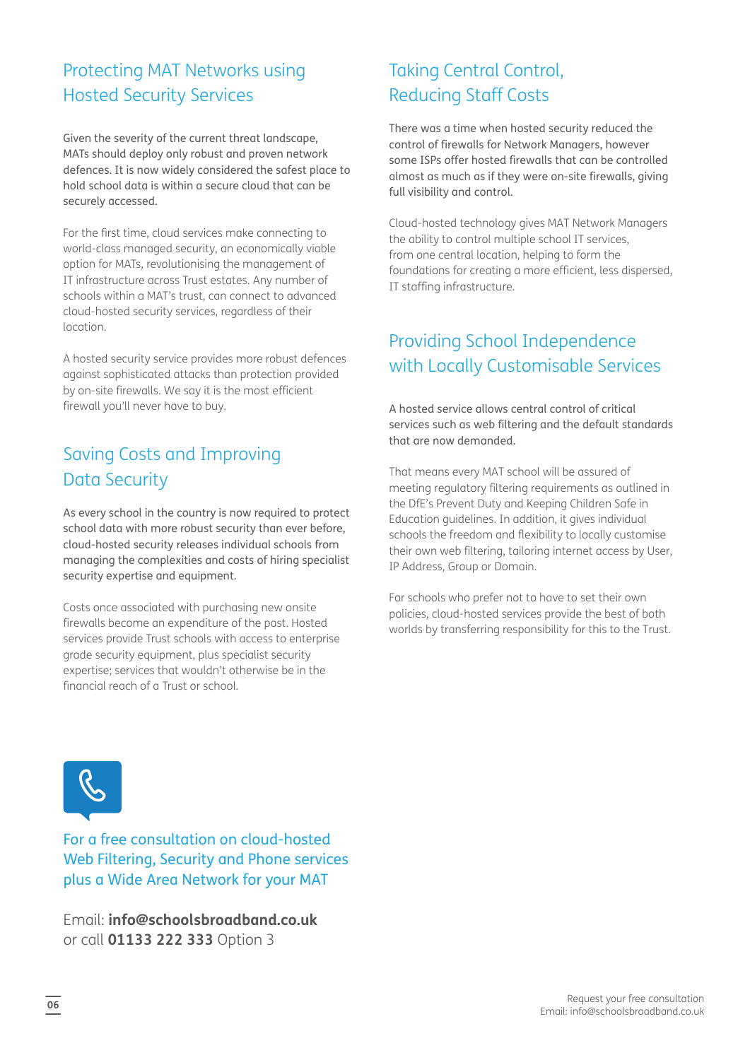## Protecting MAT Networks using Hosted Security Services

Given the severity of the current threat landscape, MATs should deploy only robust and proven network defences. It is now widely considered the safest place to hold school data is within a secure cloud that can be securely accessed.

For the first time, cloud services make connecting to world-class managed security, an economically viable option for MATs, revolutionising the management of IT infrastructure across Trust estates. Any number of schools within a MAT's trust, can connect to advanced cloud-hosted security services, regardless of their location.

A hosted security service provides more robust defences against sophisticated attacks than protection provided by on-site firewalls. We say it is the most efficient firewall you'll never have to buy.

## Saving Costs and Improving Data Security

As every school in the country is now required to protect school data with more robust security than ever before, cloud-hosted security releases individual schools from managing the complexities and costs of hiring specialist security expertise and equipment.

Costs once associated with purchasing new onsite firewalls become an expenditure of the past. Hosted services provide Trust schools with access to enterprise grade security equipment, plus specialist security expertise; services that wouldn't otherwise be in the financial reach of a Trust or school.

## Taking Central Control, Reducing Staff Costs

There was a time when hosted security reduced the control of firewalls for Network Managers, however some ISPs offer hosted firewalls that can be controlled almost as much as if they were on-site firewalls, giving full visibility and control.

Cloud-hosted technology gives MAT Network Managers the ability to control multiple school IT services, from one central location, helping to form the foundations for creating a more efficient, less dispersed, IT staffing infrastructure.

## Providing School Independence with Locally Customisable Services

A hosted service allows central control of critical services such as web filtering and the default standards that are now demanded.

That means every MAT school will be assured of meeting regulatory filtering requirements as outlined in the DfE's Prevent Duty and Keeping Children Safe in Education guidelines. In addition, it gives individual schools the freedom and flexibility to locally customise their own web filtering, tailoring internet access by User, IP Address, Group or Domain.

For schools who prefer not to have to set their own policies, cloud-hosted services provide the best of both worlds by transferring responsibility for this to the Trust.

### For a free consultation on cloud-hosted Web Filtering, Security and Phone services plus a Wide Area Network for your MAT

Email: **info@schoolsbroadband.co.uk**
or call **01133 222 333** Option 3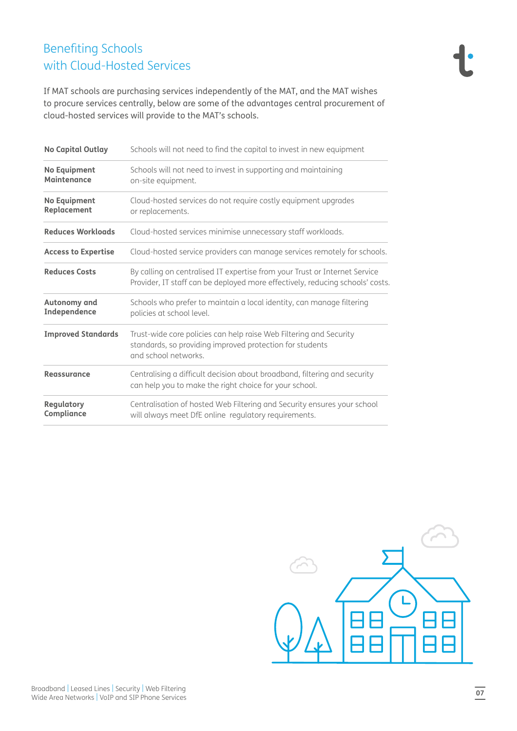# Benefiting Schools with Cloud-Hosted Services

If MAT schools are purchasing services independently of the MAT, and the MAT wishes to procure services centrally, below are some of the advantages central procurement of cloud-hosted services will provide to the MAT's schools.

| | |
|---|---|
| **No Capital Outlay** | Schools will not need to find the capital to invest in new equipment |
| **No Equipment Maintenance** | Schools will not need to invest in supporting and maintaining on-site equipment. |
| **No Equipment Replacement** | Cloud-hosted services do not require costly equipment upgrades or replacements. |
| **Reduces Workloads** | Cloud-hosted services minimise unnecessary staff workloads. |
| **Access to Expertise** | Cloud-hosted service providers can manage services remotely for schools. |
| **Reduces Costs** | By calling on centralised IT expertise from your Trust or Internet Service Provider, IT staff can be deployed more effectively, reducing schools' costs. |
| **Autonomy and Independence** | Schools who prefer to maintain a local identity, can manage filtering policies at school level. |
| **Improved Standards** | Trust-wide core policies can help raise Web Filtering and Security standards, so providing improved protection for students and school networks. |
| **Reassurance** | Centralising a difficult decision about broadband, filtering and security can help you to make the right choice for your school. |
| **Regulatory Compliance** | Centralisation of hosted Web Filtering and Security ensures your school will always meet DfE online regulatory requirements. |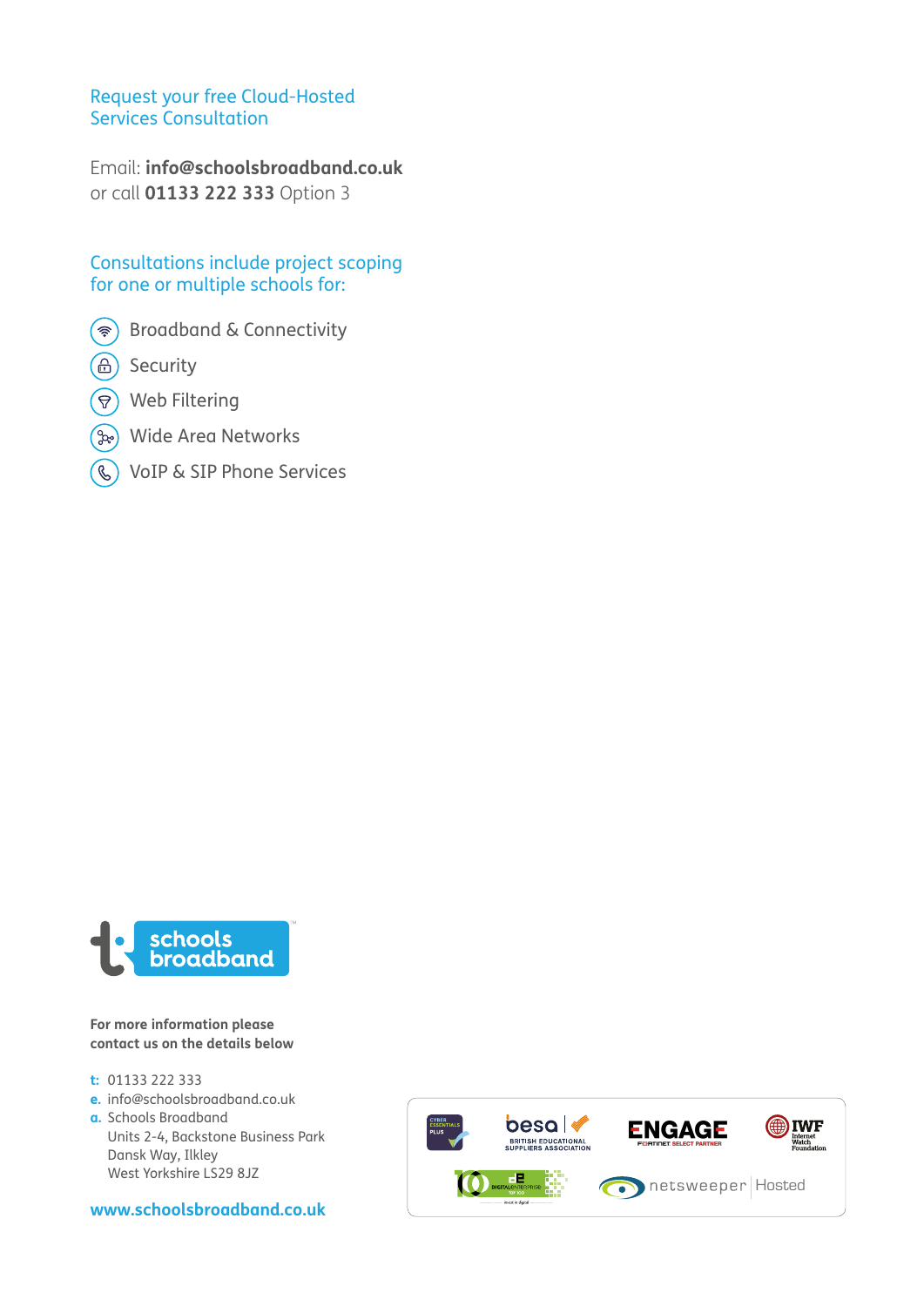## Request your free Cloud-Hosted Services Consultation

Email: **info@schoolsbroadband.co.uk**
or call **01133 222 333** Option 3

## Consultations include project scoping for one or multiple schools for:

- Broadband & Connectivity
- Security
- Web Filtering
- Wide Area Networks
- VoIP & SIP Phone Services

schools broadband

**For more information please contact us on the details below**

**t:** 01133 222 333
**e.** info@schoolsbroadband.co.uk
**a.** Schools Broadband
Units 2-4, Backstone Business Park
Dansk Way, Ilkley
West Yorkshire LS29 8JZ

**www.schoolsbroadband.co.uk**